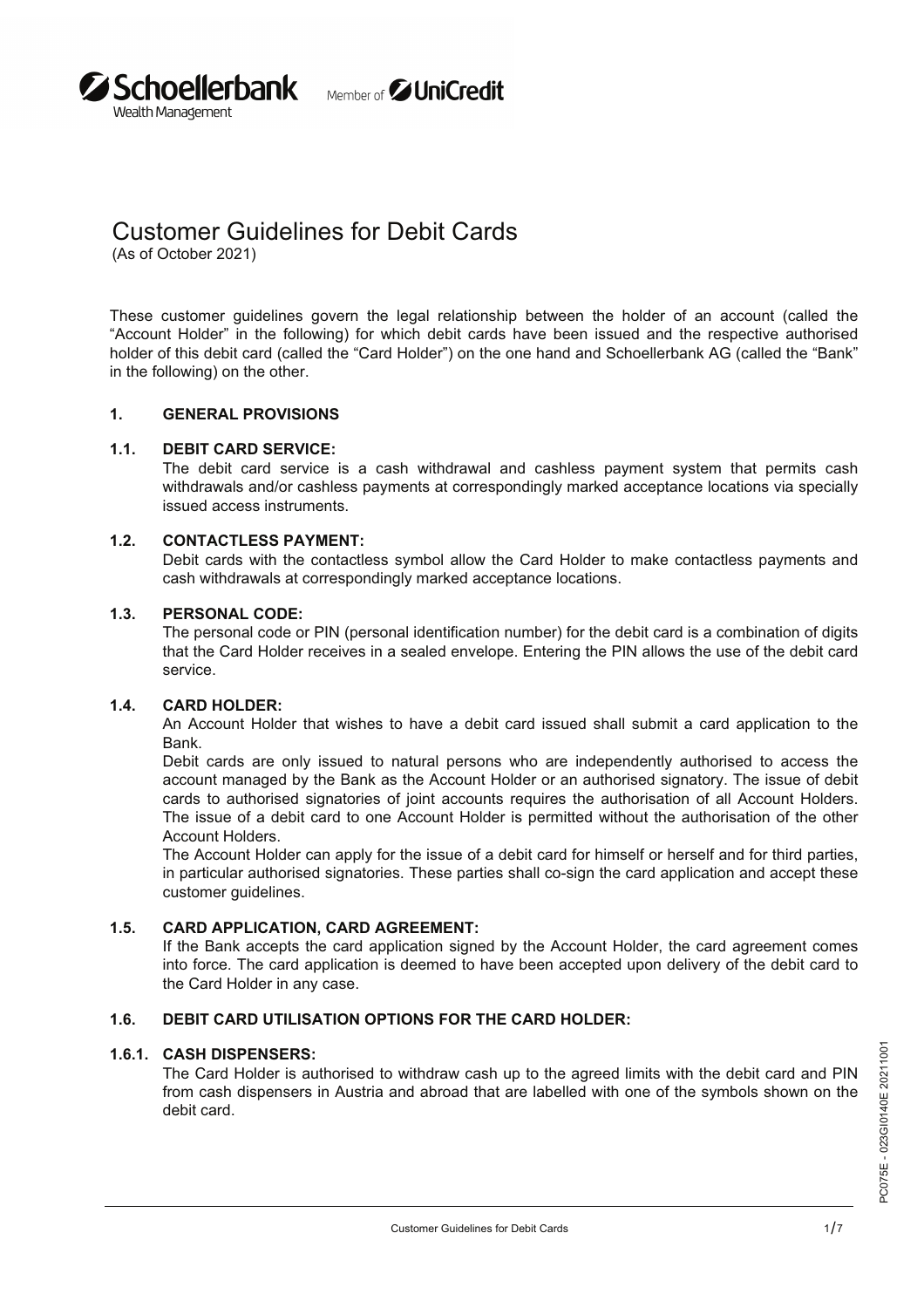# Customer Guidelines for Debit Cards

(As of October 2021)

These customer guidelines govern the legal relationship between the holder of an account (called the "Account Holder" in the following) for which debit cards have been issued and the respective authorised holder of this debit card (called the "Card Holder") on the one hand and Schoellerbank AG (called the "Bank" in the following) on the other.

## 1. GENERAL PROVISIONS

### 1.1. DEBIT CARD SERVICE:

The debit card service is a cash withdrawal and cashless payment system that permits cash withdrawals and/or cashless payments at correspondingly marked acceptance locations via specially issued access instruments.

### 1.2. CONTACTLESS PAYMENT:

Debit cards with the contactless symbol allow the Card Holder to make contactless payments and cash withdrawals at correspondingly marked acceptance locations.

### 1.3. PERSONAL CODE:

The personal code or PIN (personal identification number) for the debit card is a combination of digits that the Card Holder receives in a sealed envelope. Entering the PIN allows the use of the debit card service.

### 1.4. CARD HOLDER:

An Account Holder that wishes to have a debit card issued shall submit a card application to the Bank.

Debit cards are only issued to natural persons who are independently authorised to access the account managed by the Bank as the Account Holder or an authorised signatory. The issue of debit cards to authorised signatories of joint accounts requires the authorisation of all Account Holders. The issue of a debit card to one Account Holder is permitted without the authorisation of the other Account Holders.

The Account Holder can apply for the issue of a debit card for himself or herself and for third parties, in particular authorised signatories. These parties shall co-sign the card application and accept these customer guidelines.

### 1.5. CARD APPLICATION, CARD AGREEMENT:

If the Bank accepts the card application signed by the Account Holder, the card agreement comes into force. The card application is deemed to have been accepted upon delivery of the debit card to the Card Holder in any case.

### 1.6. DEBIT CARD UTILISATION OPTIONS FOR THE CARD HOLDER:

#### 1.6.1. CASH DISPENSERS:

The Card Holder is authorised to withdraw cash up to the agreed limits with the debit card and PIN from cash dispensers in Austria and abroad that are labelled with one of the symbols shown on the debit card.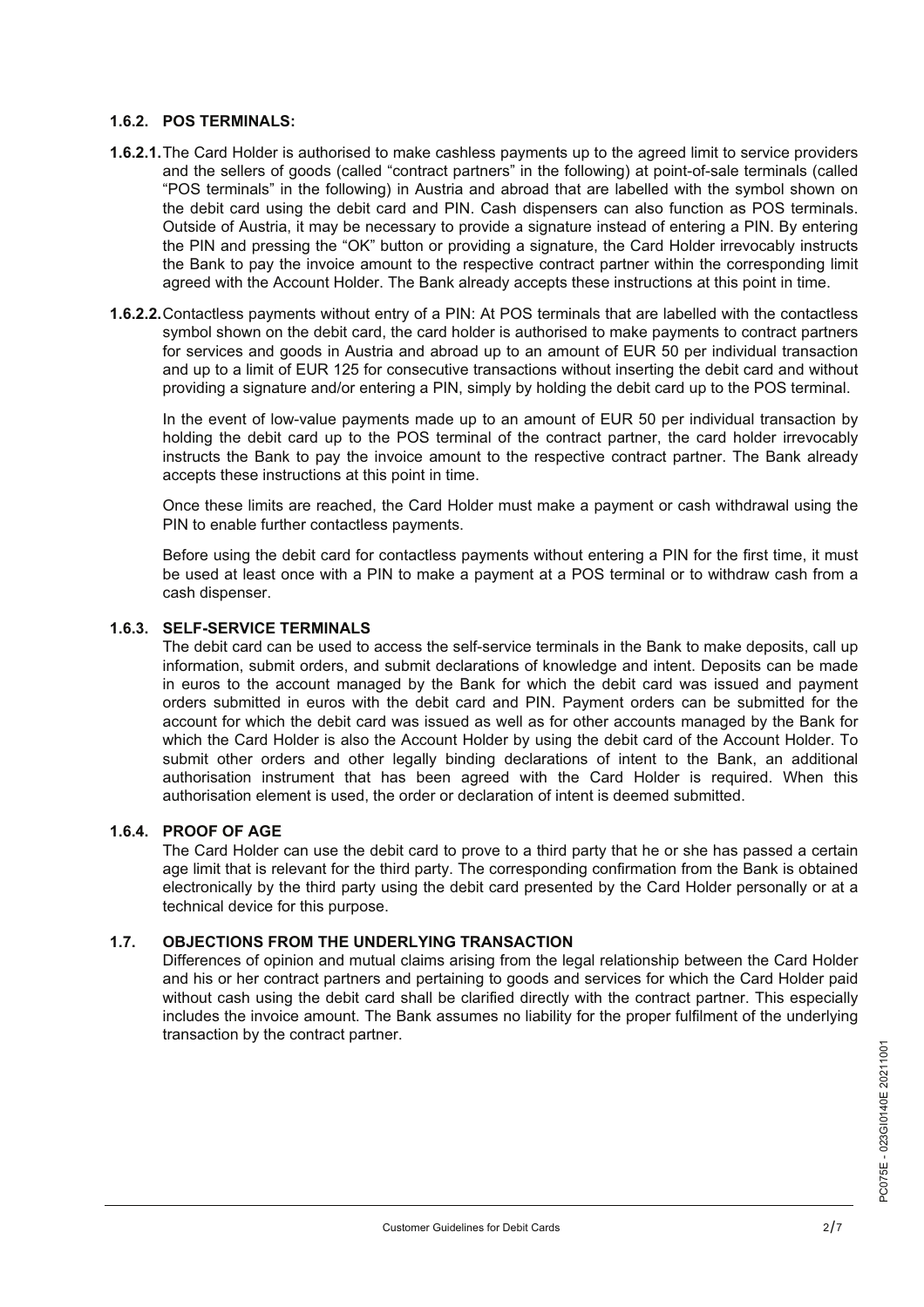### 1.6.2. POS TERMINALS:

**1.6.2.1.** The Card Holder is authorised to make cashless payments up to the agreed limit to service providers and the sellers of goods (called "contract partners" in the following) at point-of-sale terminals (called "POS terminals" in the following) in Austria and abroad that are labelled with the symbol shown on the debit card using the debit card and PIN. Cash dispensers can also function as POS terminals. Outside of Austria, it may be necessary to provide a signature instead of entering a PIN. By entering the PIN and pressing the "OK" button or providing a signature, the Card Holder irrevocably instructs the Bank to pay the invoice amount to the respective contract partner within the corresponding limit agreed with the Account Holder. The Bank already accepts these instructions at this point in time.

**1.6.2.2.** Contactless payments without entry of a PIN: At POS terminals that are labelled with the contactless symbol shown on the debit card, the card holder is authorised to make payments to contract partners for services and goods in Austria and abroad up to an amount of EUR 50 per individual transaction and up to a limit of EUR 125 for consecutive transactions without inserting the debit card and without providing a signature and/or entering a PIN, simply by holding the debit card up to the POS terminal.

In the event of low-value payments made up to an amount of EUR 50 per individual transaction by holding the debit card up to the POS terminal of the contract partner, the card holder irrevocably instructs the Bank to pay the invoice amount to the respective contract partner. The Bank already accepts these instructions at this point in time.

Once these limits are reached, the Card Holder must make a payment or cash withdrawal using the PIN to enable further contactless payments.

Before using the debit card for contactless payments without entering a PIN for the first time, it must be used at least once with a PIN to make a payment at a POS terminal or to withdraw cash from a cash dispenser.

### 1.6.3. SELF-SERVICE TERMINALS

The debit card can be used to access the self-service terminals in the Bank to make deposits, call up information, submit orders, and submit declarations of knowledge and intent. Deposits can be made in euros to the account managed by the Bank for which the debit card was issued and payment orders submitted in euros with the debit card and PIN. Payment orders can be submitted for the account for which the debit card was issued as well as for other accounts managed by the Bank for which the Card Holder is also the Account Holder by using the debit card of the Account Holder. To submit other orders and other legally binding declarations of intent to the Bank, an additional authorisation instrument that has been agreed with the Card Holder is required. When this authorisation element is used, the order or declaration of intent is deemed submitted.

### 1.6.4. PROOF OF AGE

The Card Holder can use the debit card to prove to a third party that he or she has passed a certain age limit that is relevant for the third party. The corresponding confirmation from the Bank is obtained electronically by the third party using the debit card presented by the Card Holder personally or at a technical device for this purpose.

### 1.7. OBJECTIONS FROM THE UNDERLYING TRANSACTION

Differences of opinion and mutual claims arising from the legal relationship between the Card Holder and his or her contract partners and pertaining to goods and services for which the Card Holder paid without cash using the debit card shall be clarified directly with the contract partner. This especially includes the invoice amount. The Bank assumes no liability for the proper fulfilment of the underlying transaction by the contract partner.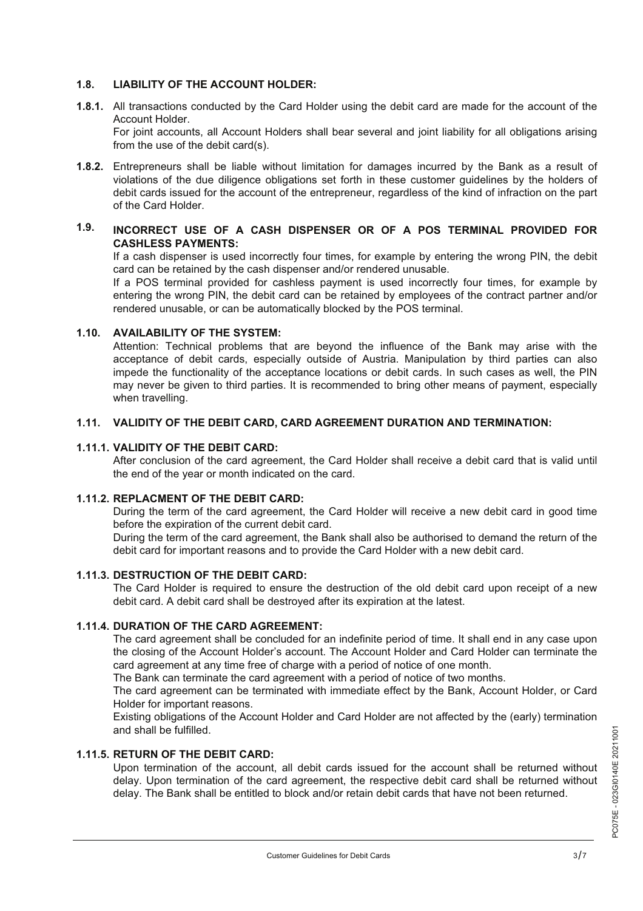## 1.8. LIABILITY OF THE ACCOUNT HOLDER:

**1.8.1.** All transactions conducted by the Card Holder using the debit card are made for the account of the Account Holder.
For joint accounts, all Account Holders shall bear several and joint liability for all obligations arising from the use of the debit card(s).

**1.8.2.** Entrepreneurs shall be liable without limitation for damages incurred by the Bank as a result of violations of the due diligence obligations set forth in these customer guidelines by the holders of debit cards issued for the account of the entrepreneur, regardless of the kind of infraction on the part of the Card Holder.

## 1.9. INCORRECT USE OF A CASH DISPENSER OR OF A POS TERMINAL PROVIDED FOR CASHLESS PAYMENTS:

If a cash dispenser is used incorrectly four times, for example by entering the wrong PIN, the debit card can be retained by the cash dispenser and/or rendered unusable.
If a POS terminal provided for cashless payment is used incorrectly four times, for example by entering the wrong PIN, the debit card can be retained by employees of the contract partner and/or rendered unusable, or can be automatically blocked by the POS terminal.

## 1.10. AVAILABILITY OF THE SYSTEM:

Attention: Technical problems that are beyond the influence of the Bank may arise with the acceptance of debit cards, especially outside of Austria. Manipulation by third parties can also impede the functionality of the acceptance locations or debit cards. In such cases as well, the PIN may never be given to third parties. It is recommended to bring other means of payment, especially when travelling.

## 1.11. VALIDITY OF THE DEBIT CARD, CARD AGREEMENT DURATION AND TERMINATION:

### 1.11.1. VALIDITY OF THE DEBIT CARD:

After conclusion of the card agreement, the Card Holder shall receive a debit card that is valid until the end of the year or month indicated on the card.

### 1.11.2. REPLACMENT OF THE DEBIT CARD:

During the term of the card agreement, the Card Holder will receive a new debit card in good time before the expiration of the current debit card.
During the term of the card agreement, the Bank shall also be authorised to demand the return of the debit card for important reasons and to provide the Card Holder with a new debit card.

### 1.11.3. DESTRUCTION OF THE DEBIT CARD:

The Card Holder is required to ensure the destruction of the old debit card upon receipt of a new debit card. A debit card shall be destroyed after its expiration at the latest.

### 1.11.4. DURATION OF THE CARD AGREEMENT:

The card agreement shall be concluded for an indefinite period of time. It shall end in any case upon the closing of the Account Holder's account. The Account Holder and Card Holder can terminate the card agreement at any time free of charge with a period of notice of one month.
The Bank can terminate the card agreement with a period of notice of two months.
The card agreement can be terminated with immediate effect by the Bank, Account Holder, or Card Holder for important reasons.
Existing obligations of the Account Holder and Card Holder are not affected by the (early) termination and shall be fulfilled.

### 1.11.5. RETURN OF THE DEBIT CARD:

Upon termination of the account, all debit cards issued for the account shall be returned without delay. Upon termination of the card agreement, the respective debit card shall be returned without delay. The Bank shall be entitled to block and/or retain debit cards that have not been returned.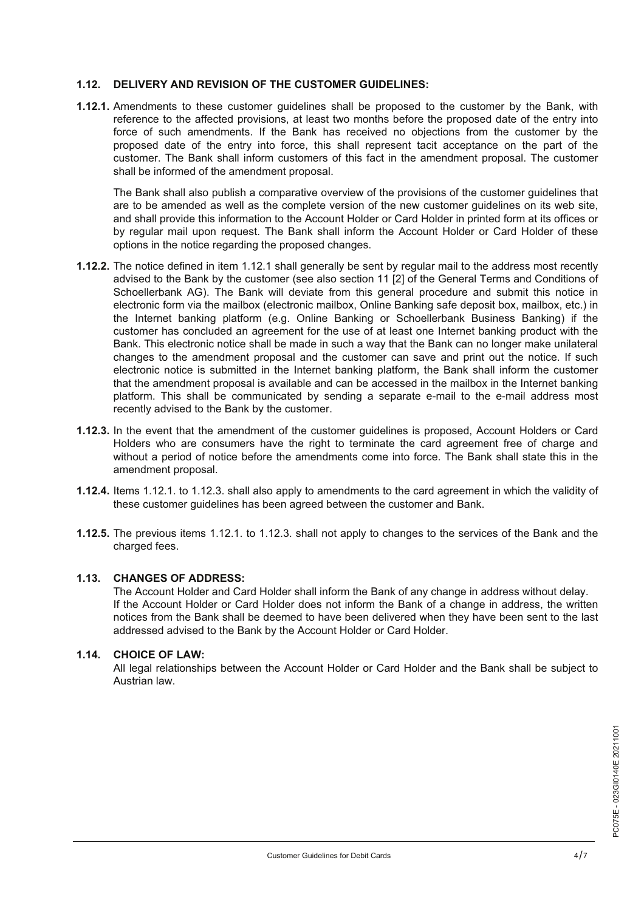### 1.12. DELIVERY AND REVISION OF THE CUSTOMER GUIDELINES:

**1.12.1.** Amendments to these customer guidelines shall be proposed to the customer by the Bank, with reference to the affected provisions, at least two months before the proposed date of the entry into force of such amendments. If the Bank has received no objections from the customer by the proposed date of the entry into force, this shall represent tacit acceptance on the part of the customer. The Bank shall inform customers of this fact in the amendment proposal. The customer shall be informed of the amendment proposal.

The Bank shall also publish a comparative overview of the provisions of the customer guidelines that are to be amended as well as the complete version of the new customer guidelines on its web site, and shall provide this information to the Account Holder or Card Holder in printed form at its offices or by regular mail upon request. The Bank shall inform the Account Holder or Card Holder of these options in the notice regarding the proposed changes.

**1.12.2.** The notice defined in item 1.12.1 shall generally be sent by regular mail to the address most recently advised to the Bank by the customer (see also section 11 [2] of the General Terms and Conditions of Schoellerbank AG). The Bank will deviate from this general procedure and submit this notice in electronic form via the mailbox (electronic mailbox, Online Banking safe deposit box, mailbox, etc.) in the Internet banking platform (e.g. Online Banking or Schoellerbank Business Banking) if the customer has concluded an agreement for the use of at least one Internet banking product with the Bank. This electronic notice shall be made in such a way that the Bank can no longer make unilateral changes to the amendment proposal and the customer can save and print out the notice. If such electronic notice is submitted in the Internet banking platform, the Bank shall inform the customer that the amendment proposal is available and can be accessed in the mailbox in the Internet banking platform. This shall be communicated by sending a separate e-mail to the e-mail address most recently advised to the Bank by the customer.

**1.12.3.** In the event that the amendment of the customer guidelines is proposed, Account Holders or Card Holders who are consumers have the right to terminate the card agreement free of charge and without a period of notice before the amendments come into force. The Bank shall state this in the amendment proposal.

**1.12.4.** Items 1.12.1. to 1.12.3. shall also apply to amendments to the card agreement in which the validity of these customer guidelines has been agreed between the customer and Bank.

**1.12.5.** The previous items 1.12.1. to 1.12.3. shall not apply to changes to the services of the Bank and the charged fees.

### 1.13. CHANGES OF ADDRESS:

The Account Holder and Card Holder shall inform the Bank of any change in address without delay. If the Account Holder or Card Holder does not inform the Bank of a change in address, the written notices from the Bank shall be deemed to have been delivered when they have been sent to the last addressed advised to the Bank by the Account Holder or Card Holder.

### 1.14. CHOICE OF LAW:

All legal relationships between the Account Holder or Card Holder and the Bank shall be subject to Austrian law.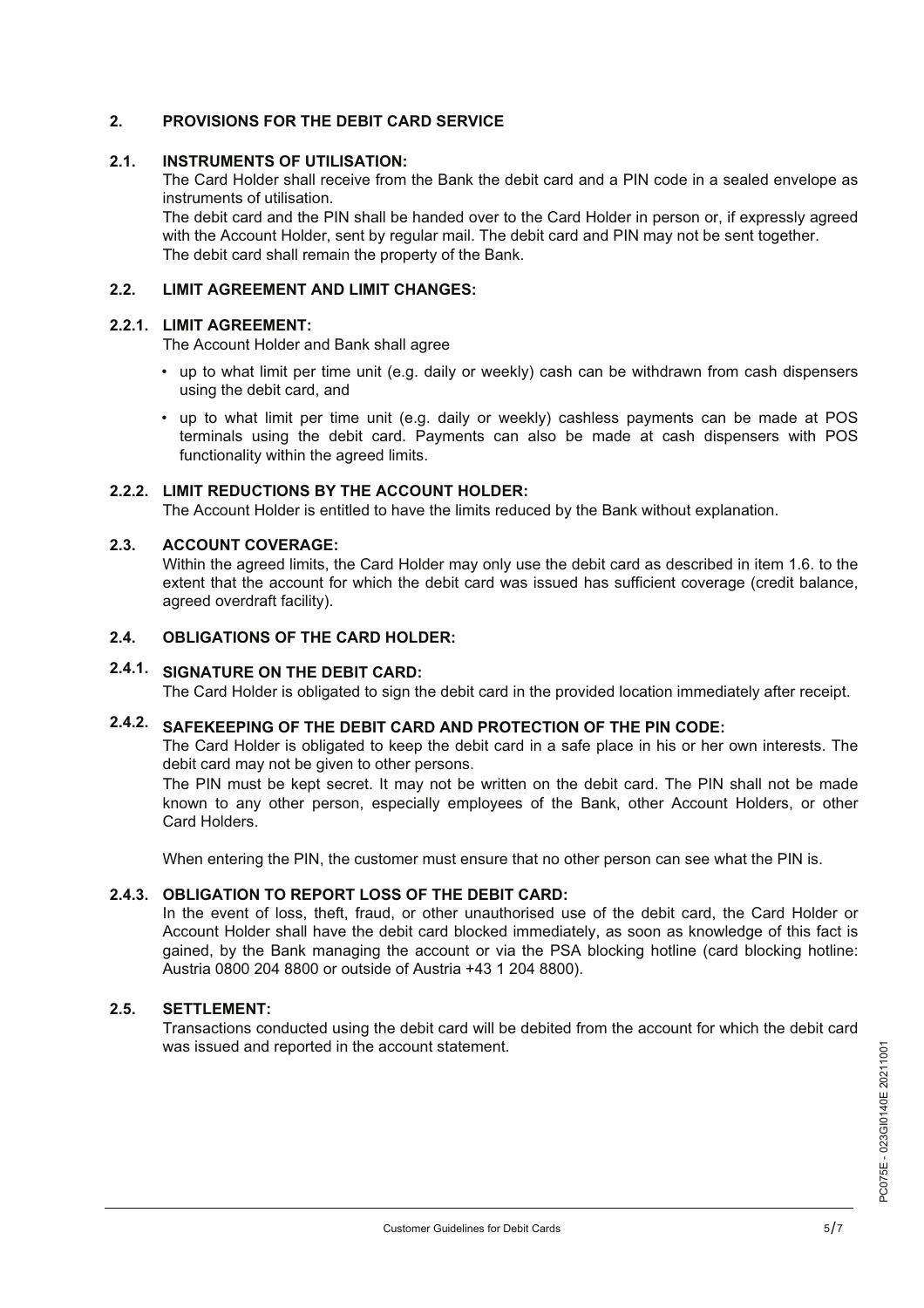## 2. PROVISIONS FOR THE DEBIT CARD SERVICE

### 2.1. INSTRUMENTS OF UTILISATION:

The Card Holder shall receive from the Bank the debit card and a PIN code in a sealed envelope as instruments of utilisation.

The debit card and the PIN shall be handed over to the Card Holder in person or, if expressly agreed with the Account Holder, sent by regular mail. The debit card and PIN may not be sent together.

The debit card shall remain the property of the Bank.

### 2.2. LIMIT AGREEMENT AND LIMIT CHANGES:

#### 2.2.1. LIMIT AGREEMENT:

The Account Holder and Bank shall agree

- up to what limit per time unit (e.g. daily or weekly) cash can be withdrawn from cash dispensers using the debit card, and
- up to what limit per time unit (e.g. daily or weekly) cashless payments can be made at POS terminals using the debit card. Payments can also be made at cash dispensers with POS functionality within the agreed limits.

#### 2.2.2. LIMIT REDUCTIONS BY THE ACCOUNT HOLDER:

The Account Holder is entitled to have the limits reduced by the Bank without explanation.

### 2.3. ACCOUNT COVERAGE:

Within the agreed limits, the Card Holder may only use the debit card as described in item 1.6. to the extent that the account for which the debit card was issued has sufficient coverage (credit balance, agreed overdraft facility).

### 2.4. OBLIGATIONS OF THE CARD HOLDER:

#### 2.4.1. SIGNATURE ON THE DEBIT CARD:

The Card Holder is obligated to sign the debit card in the provided location immediately after receipt.

#### 2.4.2. SAFEKEEPING OF THE DEBIT CARD AND PROTECTION OF THE PIN CODE:

The Card Holder is obligated to keep the debit card in a safe place in his or her own interests. The debit card may not be given to other persons.

The PIN must be kept secret. It may not be written on the debit card. The PIN shall not be made known to any other person, especially employees of the Bank, other Account Holders, or other Card Holders.

When entering the PIN, the customer must ensure that no other person can see what the PIN is.

#### 2.4.3. OBLIGATION TO REPORT LOSS OF THE DEBIT CARD:

In the event of loss, theft, fraud, or other unauthorised use of the debit card, the Card Holder or Account Holder shall have the debit card blocked immediately, as soon as knowledge of this fact is gained, by the Bank managing the account or via the PSA blocking hotline (card blocking hotline: Austria 0800 204 8800 or outside of Austria +43 1 204 8800).

### 2.5. SETTLEMENT:

Transactions conducted using the debit card will be debited from the account for which the debit card was issued and reported in the account statement.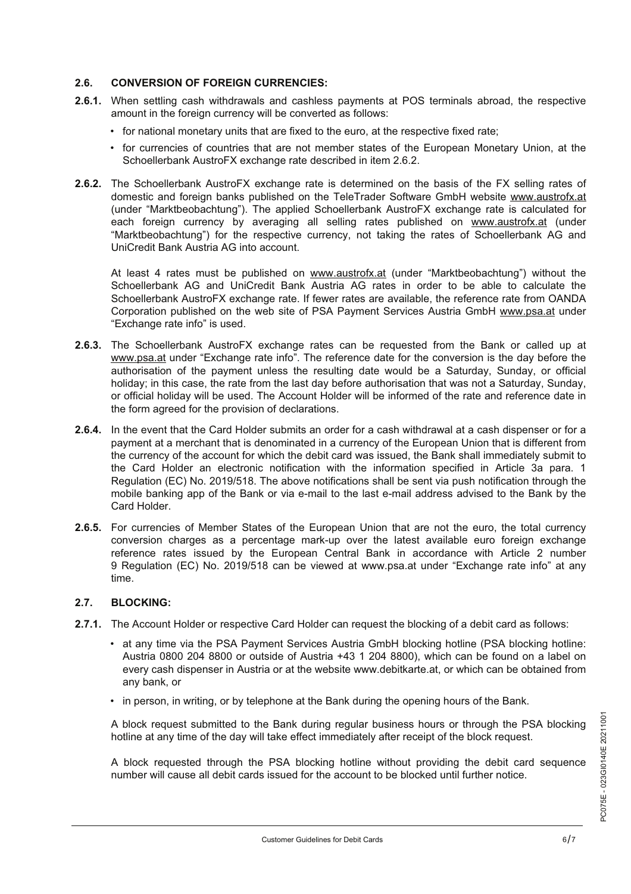### 2.6. CONVERSION OF FOREIGN CURRENCIES:

**2.6.1.** When settling cash withdrawals and cashless payments at POS terminals abroad, the respective amount in the foreign currency will be converted as follows:

- for national monetary units that are fixed to the euro, at the respective fixed rate;
- for currencies of countries that are not member states of the European Monetary Union, at the Schoellerbank AustroFX exchange rate described in item 2.6.2.

**2.6.2.** The Schoellerbank AustroFX exchange rate is determined on the basis of the FX selling rates of domestic and foreign banks published on the TeleTrader Software GmbH website www.austrofx.at (under "Marktbeobachtung"). The applied Schoellerbank AustroFX exchange rate is calculated for each foreign currency by averaging all selling rates published on www.austrofx.at (under "Marktbeobachtung") for the respective currency, not taking the rates of Schoellerbank AG and UniCredit Bank Austria AG into account.

At least 4 rates must be published on www.austrofx.at (under "Marktbeobachtung") without the Schoellerbank AG and UniCredit Bank Austria AG rates in order to be able to calculate the Schoellerbank AustroFX exchange rate. If fewer rates are available, the reference rate from OANDA Corporation published on the web site of PSA Payment Services Austria GmbH www.psa.at under "Exchange rate info" is used.

**2.6.3.** The Schoellerbank AustroFX exchange rates can be requested from the Bank or called up at www.psa.at under "Exchange rate info". The reference date for the conversion is the day before the authorisation of the payment unless the resulting date would be a Saturday, Sunday, or official holiday; in this case, the rate from the last day before authorisation that was not a Saturday, Sunday, or official holiday will be used. The Account Holder will be informed of the rate and reference date in the form agreed for the provision of declarations.

**2.6.4.** In the event that the Card Holder submits an order for a cash withdrawal at a cash dispenser or for a payment at a merchant that is denominated in a currency of the European Union that is different from the currency of the account for which the debit card was issued, the Bank shall immediately submit to the Card Holder an electronic notification with the information specified in Article 3a para. 1 Regulation (EC) No. 2019/518. The above notifications shall be sent via push notification through the mobile banking app of the Bank or via e-mail to the last e-mail address advised to the Bank by the Card Holder.

**2.6.5.** For currencies of Member States of the European Union that are not the euro, the total currency conversion charges as a percentage mark-up over the latest available euro foreign exchange reference rates issued by the European Central Bank in accordance with Article 2 number 9 Regulation (EC) No. 2019/518 can be viewed at www.psa.at under "Exchange rate info" at any time.

### 2.7. BLOCKING:

**2.7.1.** The Account Holder or respective Card Holder can request the blocking of a debit card as follows:

- at any time via the PSA Payment Services Austria GmbH blocking hotline (PSA blocking hotline: Austria 0800 204 8800 or outside of Austria +43 1 204 8800), which can be found on a label on every cash dispenser in Austria or at the website www.debitkarte.at, or which can be obtained from any bank, or
- in person, in writing, or by telephone at the Bank during the opening hours of the Bank.

A block request submitted to the Bank during regular business hours or through the PSA blocking hotline at any time of the day will take effect immediately after receipt of the block request.

A block requested through the PSA blocking hotline without providing the debit card sequence number will cause all debit cards issued for the account to be blocked until further notice.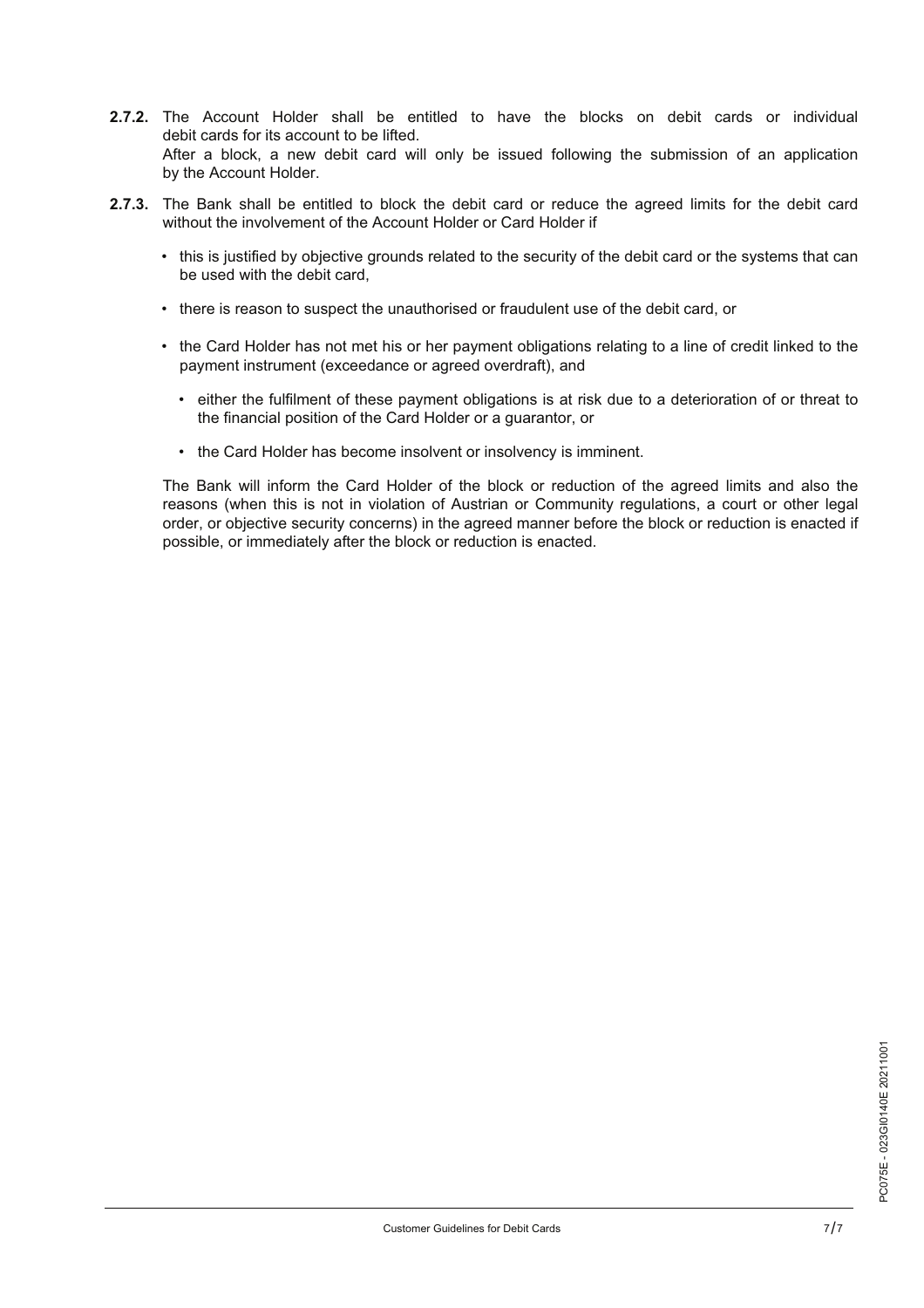**2.7.2.** The Account Holder shall be entitled to have the blocks on debit cards or individual debit cards for its account to be lifted.
After a block, a new debit card will only be issued following the submission of an application by the Account Holder.

**2.7.3.** The Bank shall be entitled to block the debit card or reduce the agreed limits for the debit card without the involvement of the Account Holder or Card Holder if

- this is justified by objective grounds related to the security of the debit card or the systems that can be used with the debit card,
- there is reason to suspect the unauthorised or fraudulent use of the debit card, or
- the Card Holder has not met his or her payment obligations relating to a line of credit linked to the payment instrument (exceedance or agreed overdraft), and
  - either the fulfilment of these payment obligations is at risk due to a deterioration of or threat to the financial position of the Card Holder or a guarantor, or
  - the Card Holder has become insolvent or insolvency is imminent.

The Bank will inform the Card Holder of the block or reduction of the agreed limits and also the reasons (when this is not in violation of Austrian or Community regulations, a court or other legal order, or objective security concerns) in the agreed manner before the block or reduction is enacted if possible, or immediately after the block or reduction is enacted.